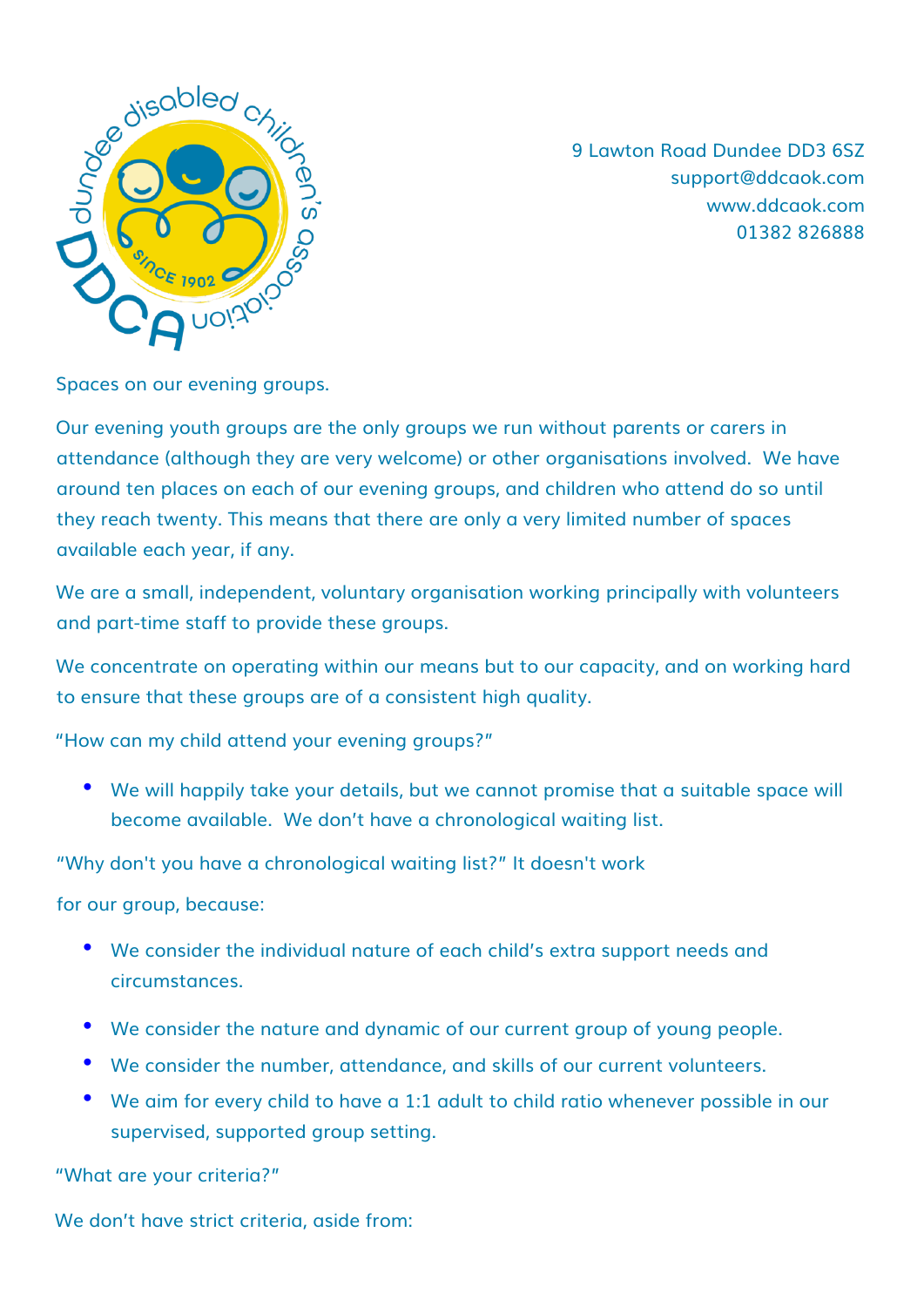9 Lawton Road Dundee DD3 6SZ
support@ddcaok.com
www.ddcaok.com
01382 826888

Spaces on our evening groups.

Our evening youth groups are the only groups we run without parents or carers in attendance (although they are very welcome) or other organisations involved. We have around ten places on each of our evening groups, and children who attend do so until they reach twenty. This means that there are only a very limited number of spaces available each year, if any.

We are a small, independent, voluntary organisation working principally with volunteers and part-time staff to provide these groups.

We concentrate on operating within our means but to our capacity, and on working hard to ensure that these groups are of a consistent high quality.

"How can my child attend your evening groups?"

- We will happily take your details, but we cannot promise that a suitable space will become available. We don't have a chronological waiting list.

"Why don't you have a chronological waiting list?" It doesn't work for our group, because:

- We consider the individual nature of each child's extra support needs and circumstances.
- We consider the nature and dynamic of our current group of young people.
- We consider the number, attendance, and skills of our current volunteers.
- We aim for every child to have a 1:1 adult to child ratio whenever possible in our supervised, supported group setting.

"What are your criteria?"

We don't have strict criteria, aside from: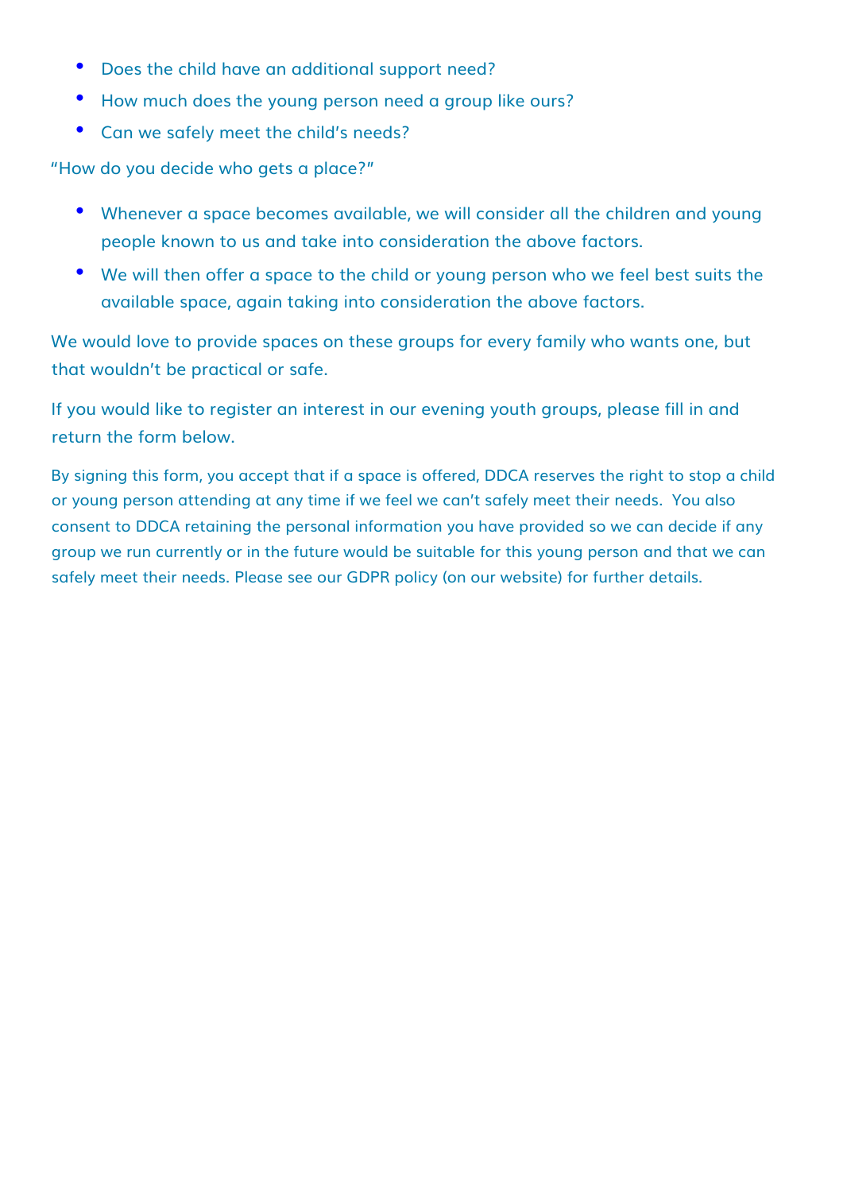- Does the child have an additional support need?
- How much does the young person need a group like ours?
- Can we safely meet the child's needs?

"How do you decide who gets a place?"

- Whenever a space becomes available, we will consider all the children and young people known to us and take into consideration the above factors.
- We will then offer a space to the child or young person who we feel best suits the available space, again taking into consideration the above factors.

We would love to provide spaces on these groups for every family who wants one, but that wouldn't be practical or safe.

If you would like to register an interest in our evening youth groups, please fill in and return the form below.

By signing this form, you accept that if a space is offered, DDCA reserves the right to stop a child or young person attending at any time if we feel we can't safely meet their needs. You also consent to DDCA retaining the personal information you have provided so we can decide if any group we run currently or in the future would be suitable for this young person and that we can safely meet their needs. Please see our GDPR policy (on our website) for further details.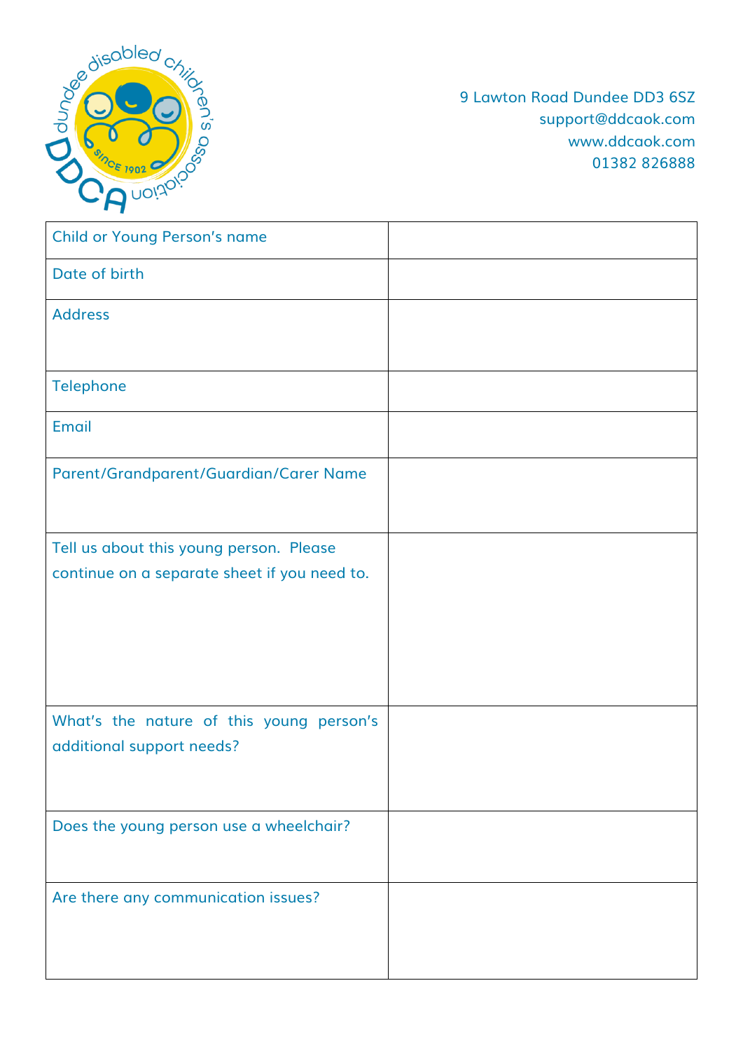9 Lawton Road Dundee DD3 6SZ
support@ddcaok.com
www.ddcaok.com
01382 826888

| Child or Young Person's name | |
| --- | --- |
| Date of birth | |
| Address | |
| Telephone | |
| Email | |
| Parent/Grandparent/Guardian/Carer Name | |
| Tell us about this young person. Please continue on a separate sheet if you need to. | |
| What's the nature of this young person's additional support needs? | |
| Does the young person use a wheelchair? | |
| Are there any communication issues? | |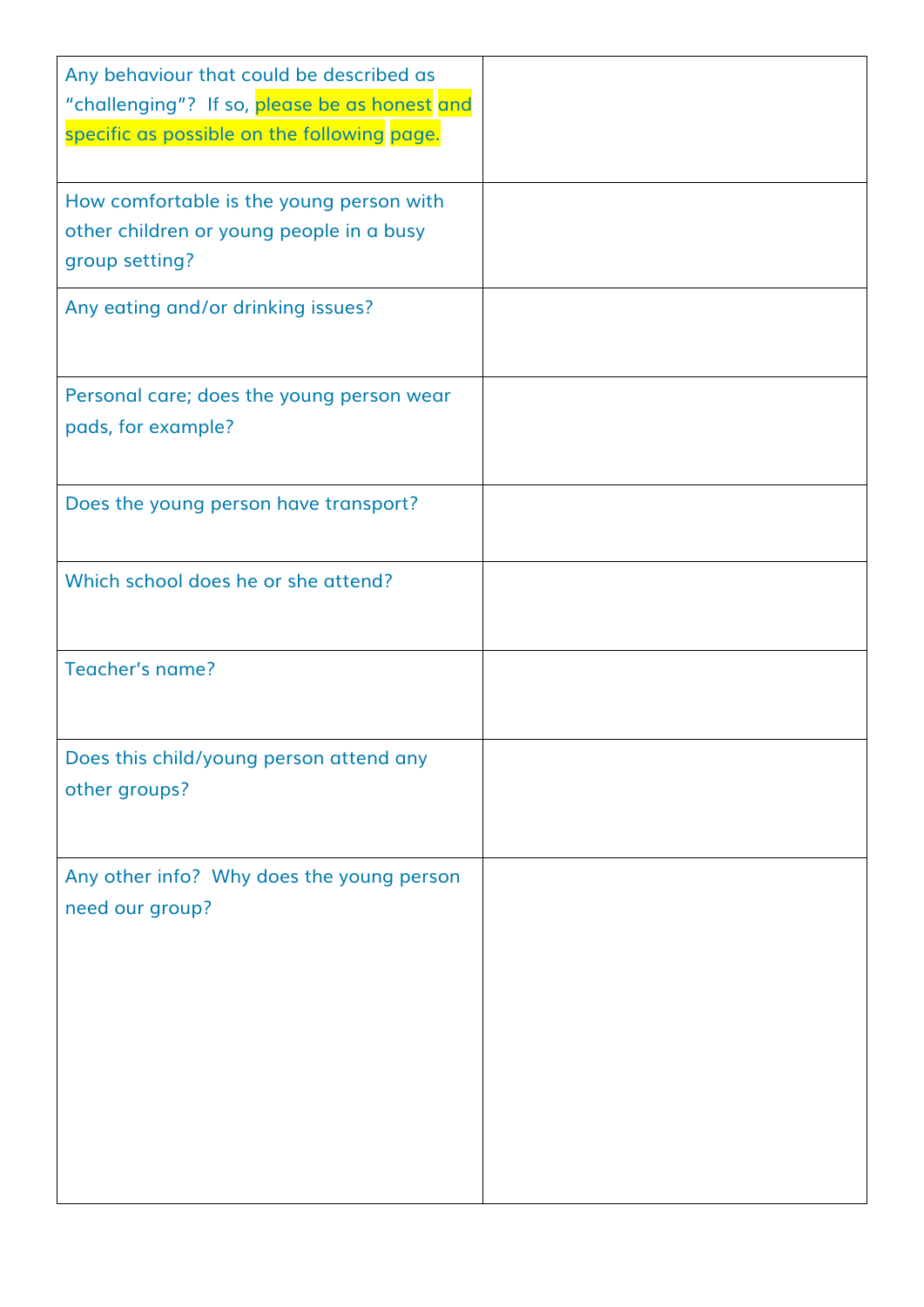| | |
|---|---|
| Any behaviour that could be described as "challenging"? If so, please be as honest and specific as possible on the following page. | |
| How comfortable is the young person with other children or young people in a busy group setting? | |
| Any eating and/or drinking issues? | |
| Personal care; does the young person wear pads, for example? | |
| Does the young person have transport? | |
| Which school does he or she attend? | |
| Teacher's name? | |
| Does this child/young person attend any other groups? | |
| Any other info? Why does the young person need our group? | |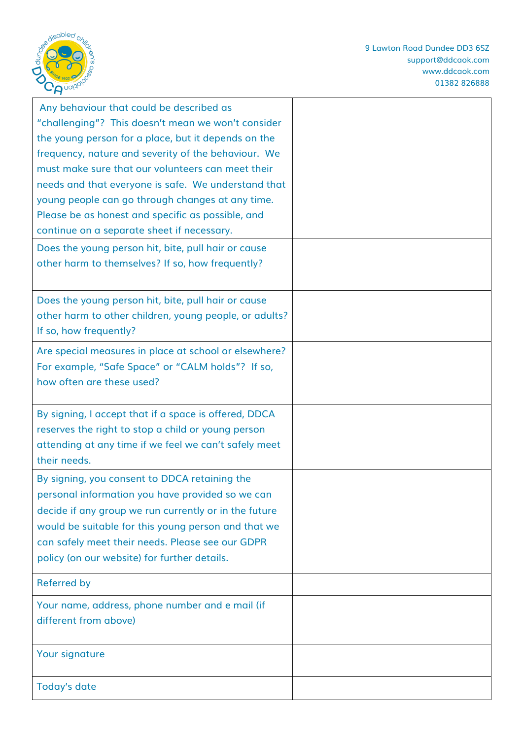9 Lawton Road Dundee DD3 6SZ
support@ddcaok.com
www.ddcaok.com
01382 826888

| | |
|---|---|
| Any behaviour that could be described as "challenging"? This doesn't mean we won't consider the young person for a place, but it depends on the frequency, nature and severity of the behaviour. We must make sure that our volunteers can meet their needs and that everyone is safe. We understand that young people can go through changes at any time. Please be as honest and specific as possible, and continue on a separate sheet if necessary. | |
| Does the young person hit, bite, pull hair or cause other harm to themselves? If so, how frequently? | |
| Does the young person hit, bite, pull hair or cause other harm to other children, young people, or adults? If so, how frequently? | |
| Are special measures in place at school or elsewhere? For example, "Safe Space" or "CALM holds"? If so, how often are these used? | |
| By signing, I accept that if a space is offered, DDCA reserves the right to stop a child or young person attending at any time if we feel we can't safely meet their needs. | |
| By signing, you consent to DDCA retaining the personal information you have provided so we can decide if any group we run currently or in the future would be suitable for this young person and that we can safely meet their needs. Please see our GDPR policy (on our website) for further details. | |
| Referred by | |
| Your name, address, phone number and e mail (if different from above) | |
| Your signature | |
| Today's date | |